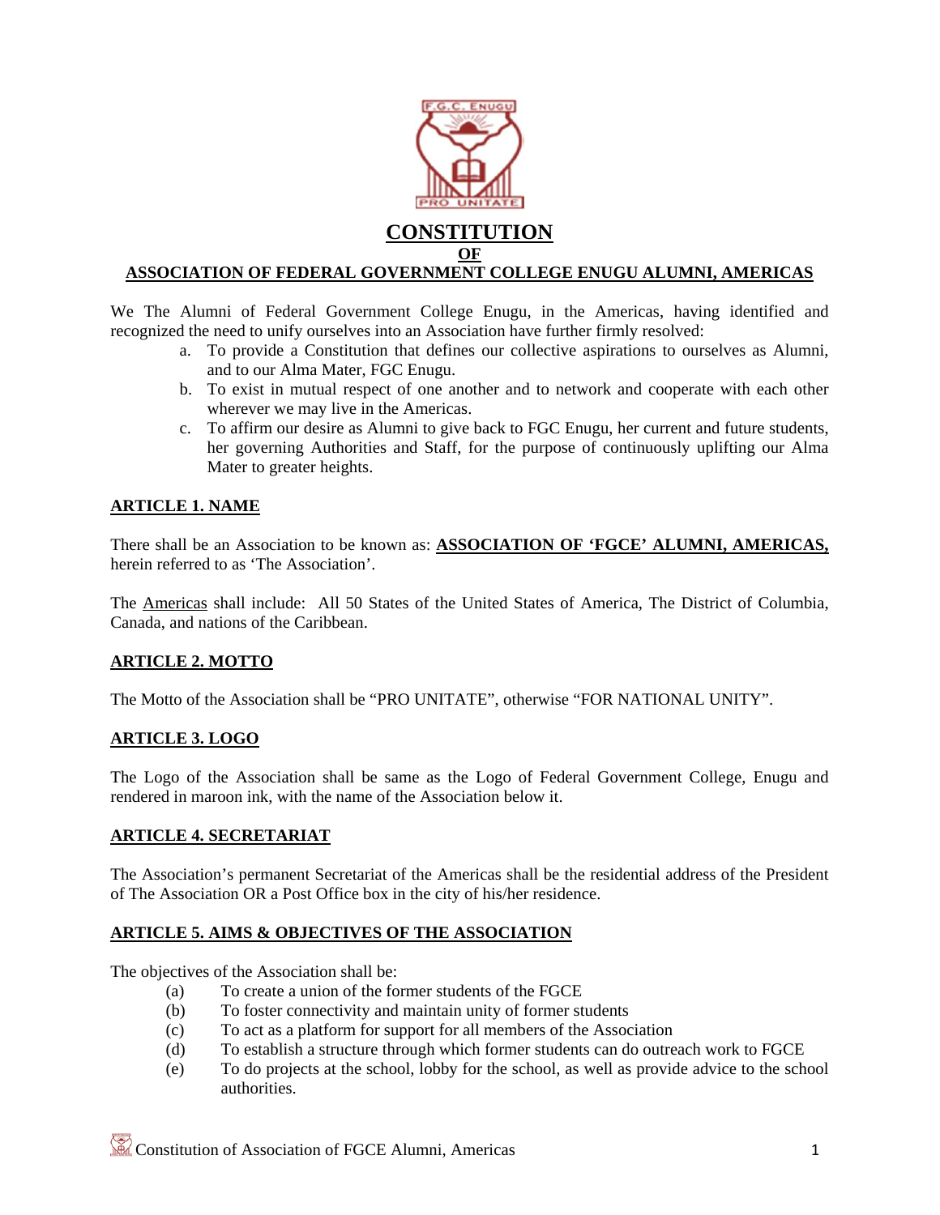# CONSTITUTION

## OF

## ASSOCIATION OF FEDERAL GOVERNMENT COLLEGE ENUGU ALUMNI, AMERICAS

We The Alumni of Federal Government College Enugu, in the Americas, having identified and recognized the need to unify ourselves into an Association have further firmly resolved:

a. To provide a Constitution that defines our collective aspirations to ourselves as Alumni, and to our Alma Mater, FGC Enugu.
b. To exist in mutual respect of one another and to network and cooperate with each other wherever we may live in the Americas.
c. To affirm our desire as Alumni to give back to FGC Enugu, her current and future students, her governing Authorities and Staff, for the purpose of continuously uplifting our Alma Mater to greater heights.

### ARTICLE 1. NAME

There shall be an Association to be known as: **ASSOCIATION OF 'FGCE' ALUMNI, AMERICAS,** herein referred to as 'The Association'.

The Americas shall include: All 50 States of the United States of America, The District of Columbia, Canada, and nations of the Caribbean.

### ARTICLE 2. MOTTO

The Motto of the Association shall be "PRO UNITATE", otherwise "FOR NATIONAL UNITY".

### ARTICLE 3. LOGO

The Logo of the Association shall be same as the Logo of Federal Government College, Enugu and rendered in maroon ink, with the name of the Association below it.

### ARTICLE 4. SECRETARIAT

The Association's permanent Secretariat of the Americas shall be the residential address of the President of The Association OR a Post Office box in the city of his/her residence.

### ARTICLE 5. AIMS & OBJECTIVES OF THE ASSOCIATION

The objectives of the Association shall be:

(a) To create a union of the former students of the FGCE
(b) To foster connectivity and maintain unity of former students
(c) To act as a platform for support for all members of the Association
(d) To establish a structure through which former students can do outreach work to FGCE
(e) To do projects at the school, lobby for the school, as well as provide advice to the school authorities.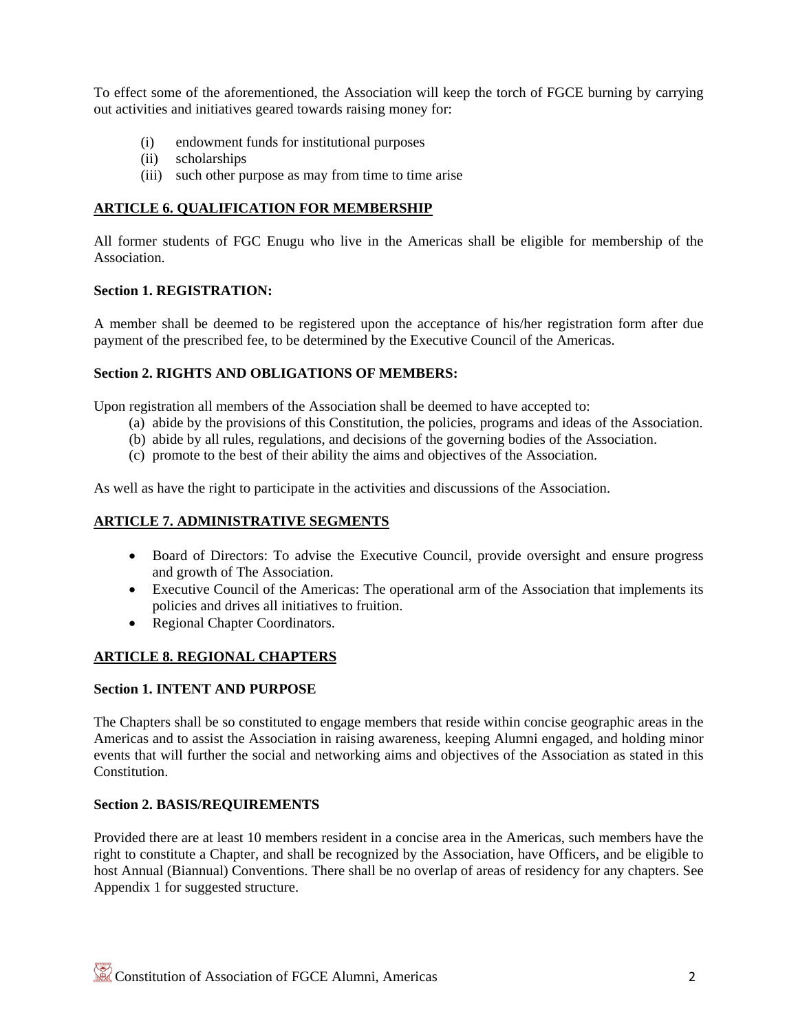To effect some of the aforementioned, the Association will keep the torch of FGCE burning by carrying out activities and initiatives geared towards raising money for:

(i) endowment funds for institutional purposes
(ii) scholarships
(iii) such other purpose as may from time to time arise

## ARTICLE 6. QUALIFICATION FOR MEMBERSHIP

All former students of FGC Enugu who live in the Americas shall be eligible for membership of the Association.

### Section 1. REGISTRATION:

A member shall be deemed to be registered upon the acceptance of his/her registration form after due payment of the prescribed fee, to be determined by the Executive Council of the Americas.

### Section 2. RIGHTS AND OBLIGATIONS OF MEMBERS:

Upon registration all members of the Association shall be deemed to have accepted to:

(a) abide by the provisions of this Constitution, the policies, programs and ideas of the Association.
(b) abide by all rules, regulations, and decisions of the governing bodies of the Association.
(c) promote to the best of their ability the aims and objectives of the Association.

As well as have the right to participate in the activities and discussions of the Association.

## ARTICLE 7. ADMINISTRATIVE SEGMENTS

- Board of Directors: To advise the Executive Council, provide oversight and ensure progress and growth of The Association.
- Executive Council of the Americas: The operational arm of the Association that implements its policies and drives all initiatives to fruition.
- Regional Chapter Coordinators.

## ARTICLE 8. REGIONAL CHAPTERS

### Section 1. INTENT AND PURPOSE

The Chapters shall be so constituted to engage members that reside within concise geographic areas in the Americas and to assist the Association in raising awareness, keeping Alumni engaged, and holding minor events that will further the social and networking aims and objectives of the Association as stated in this Constitution.

### Section 2. BASIS/REQUIREMENTS

Provided there are at least 10 members resident in a concise area in the Americas, such members have the right to constitute a Chapter, and shall be recognized by the Association, have Officers, and be eligible to host Annual (Biannual) Conventions. There shall be no overlap of areas of residency for any chapters. See Appendix 1 for suggested structure.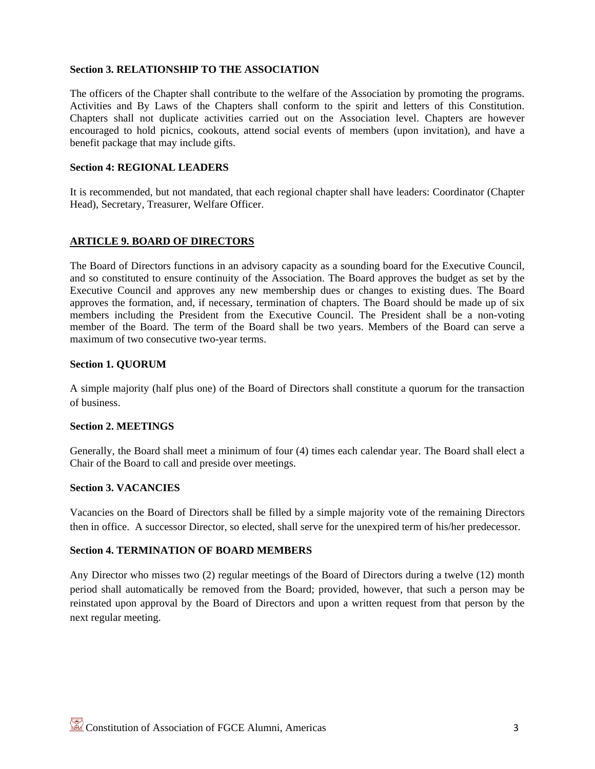**Section 3. RELATIONSHIP TO THE ASSOCIATION**

The officers of the Chapter shall contribute to the welfare of the Association by promoting the programs. Activities and By Laws of the Chapters shall conform to the spirit and letters of this Constitution. Chapters shall not duplicate activities carried out on the Association level. Chapters are however encouraged to hold picnics, cookouts, attend social events of members (upon invitation), and have a benefit package that may include gifts.

**Section 4: REGIONAL LEADERS**

It is recommended, but not mandated, that each regional chapter shall have leaders: Coordinator (Chapter Head), Secretary, Treasurer, Welfare Officer.

## ARTICLE 9. BOARD OF DIRECTORS

The Board of Directors functions in an advisory capacity as a sounding board for the Executive Council, and so constituted to ensure continuity of the Association. The Board approves the budget as set by the Executive Council and approves any new membership dues or changes to existing dues. The Board approves the formation, and, if necessary, termination of chapters. The Board should be made up of six members including the President from the Executive Council. The President shall be a non-voting member of the Board. The term of the Board shall be two years. Members of the Board can serve a maximum of two consecutive two-year terms.

**Section 1. QUORUM**

A simple majority (half plus one) of the Board of Directors shall constitute a quorum for the transaction of business.

**Section 2. MEETINGS**

Generally, the Board shall meet a minimum of four (4) times each calendar year. The Board shall elect a Chair of the Board to call and preside over meetings.

**Section 3. VACANCIES**

Vacancies on the Board of Directors shall be filled by a simple majority vote of the remaining Directors then in office. A successor Director, so elected, shall serve for the unexpired term of his/her predecessor.

**Section 4. TERMINATION OF BOARD MEMBERS**

Any Director who misses two (2) regular meetings of the Board of Directors during a twelve (12) month period shall automatically be removed from the Board; provided, however, that such a person may be reinstated upon approval by the Board of Directors and upon a written request from that person by the next regular meeting.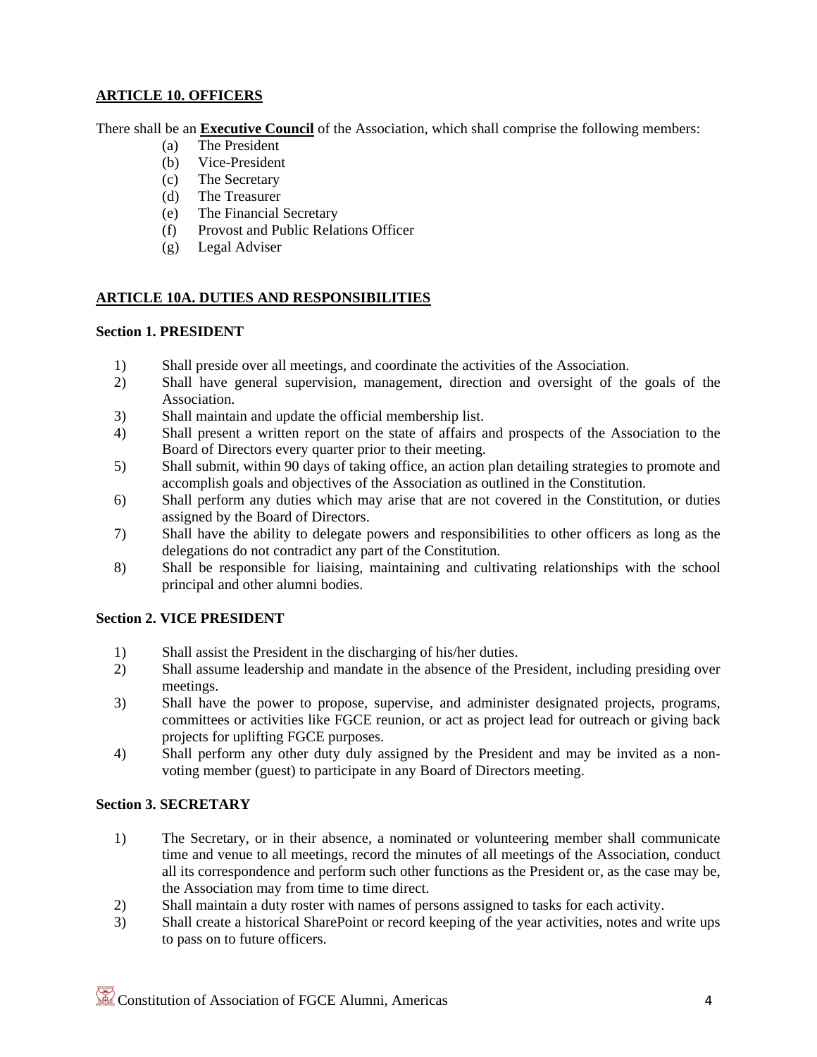## ARTICLE 10. OFFICERS

There shall be an **Executive Council** of the Association, which shall comprise the following members:

(a) The President
(b) Vice-President
(c) The Secretary
(d) The Treasurer
(e) The Financial Secretary
(f) Provost and Public Relations Officer
(g) Legal Adviser

## ARTICLE 10A. DUTIES AND RESPONSIBILITIES

### Section 1. PRESIDENT

1) Shall preside over all meetings, and coordinate the activities of the Association.
2) Shall have general supervision, management, direction and oversight of the goals of the Association.
3) Shall maintain and update the official membership list.
4) Shall present a written report on the state of affairs and prospects of the Association to the Board of Directors every quarter prior to their meeting.
5) Shall submit, within 90 days of taking office, an action plan detailing strategies to promote and accomplish goals and objectives of the Association as outlined in the Constitution.
6) Shall perform any duties which may arise that are not covered in the Constitution, or duties assigned by the Board of Directors.
7) Shall have the ability to delegate powers and responsibilities to other officers as long as the delegations do not contradict any part of the Constitution.
8) Shall be responsible for liaising, maintaining and cultivating relationships with the school principal and other alumni bodies.

### Section 2. VICE PRESIDENT

1) Shall assist the President in the discharging of his/her duties.
2) Shall assume leadership and mandate in the absence of the President, including presiding over meetings.
3) Shall have the power to propose, supervise, and administer designated projects, programs, committees or activities like FGCE reunion, or act as project lead for outreach or giving back projects for uplifting FGCE purposes.
4) Shall perform any other duty duly assigned by the President and may be invited as a non-voting member (guest) to participate in any Board of Directors meeting.

### Section 3. SECRETARY

1) The Secretary, or in their absence, a nominated or volunteering member shall communicate time and venue to all meetings, record the minutes of all meetings of the Association, conduct all its correspondence and perform such other functions as the President or, as the case may be, the Association may from time to time direct.
2) Shall maintain a duty roster with names of persons assigned to tasks for each activity.
3) Shall create a historical SharePoint or record keeping of the year activities, notes and write ups to pass on to future officers.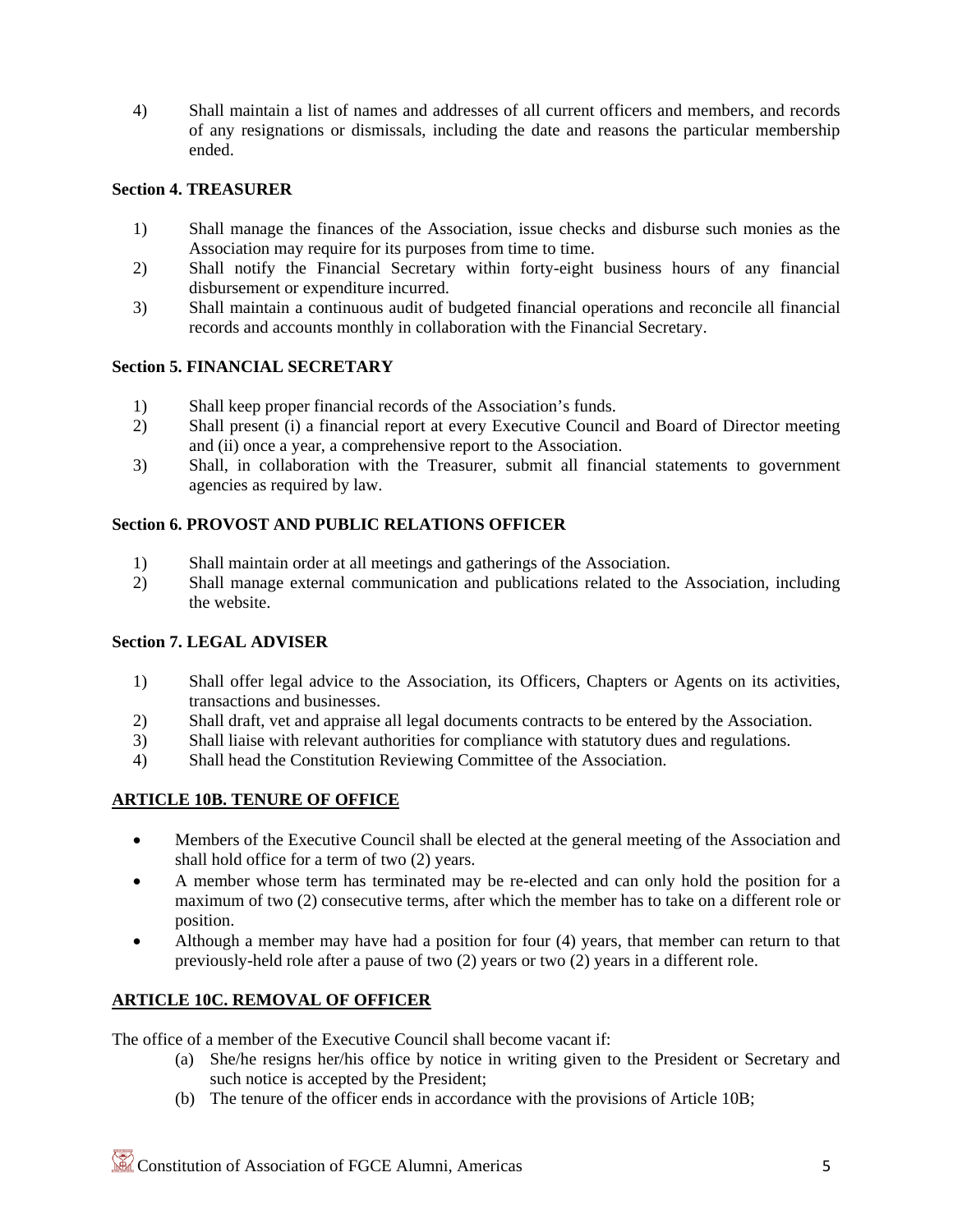4) Shall maintain a list of names and addresses of all current officers and members, and records of any resignations or dismissals, including the date and reasons the particular membership ended.

**Section 4. TREASURER**

1) Shall manage the finances of the Association, issue checks and disburse such monies as the Association may require for its purposes from time to time.
2) Shall notify the Financial Secretary within forty-eight business hours of any financial disbursement or expenditure incurred.
3) Shall maintain a continuous audit of budgeted financial operations and reconcile all financial records and accounts monthly in collaboration with the Financial Secretary.

**Section 5. FINANCIAL SECRETARY**

1) Shall keep proper financial records of the Association's funds.
2) Shall present (i) a financial report at every Executive Council and Board of Director meeting and (ii) once a year, a comprehensive report to the Association.
3) Shall, in collaboration with the Treasurer, submit all financial statements to government agencies as required by law.

**Section 6. PROVOST AND PUBLIC RELATIONS OFFICER**

1) Shall maintain order at all meetings and gatherings of the Association.
2) Shall manage external communication and publications related to the Association, including the website.

**Section 7. LEGAL ADVISER**

1) Shall offer legal advice to the Association, its Officers, Chapters or Agents on its activities, transactions and businesses.
2) Shall draft, vet and appraise all legal documents contracts to be entered by the Association.
3) Shall liaise with relevant authorities for compliance with statutory dues and regulations.
4) Shall head the Constitution Reviewing Committee of the Association.

## ARTICLE 10B. TENURE OF OFFICE

- Members of the Executive Council shall be elected at the general meeting of the Association and shall hold office for a term of two (2) years.
- A member whose term has terminated may be re-elected and can only hold the position for a maximum of two (2) consecutive terms, after which the member has to take on a different role or position.
- Although a member may have had a position for four (4) years, that member can return to that previously-held role after a pause of two (2) years or two (2) years in a different role.

## ARTICLE 10C. REMOVAL OF OFFICER

The office of a member of the Executive Council shall become vacant if:

(a) She/he resigns her/his office by notice in writing given to the President or Secretary and such notice is accepted by the President;

(b) The tenure of the officer ends in accordance with the provisions of Article 10B;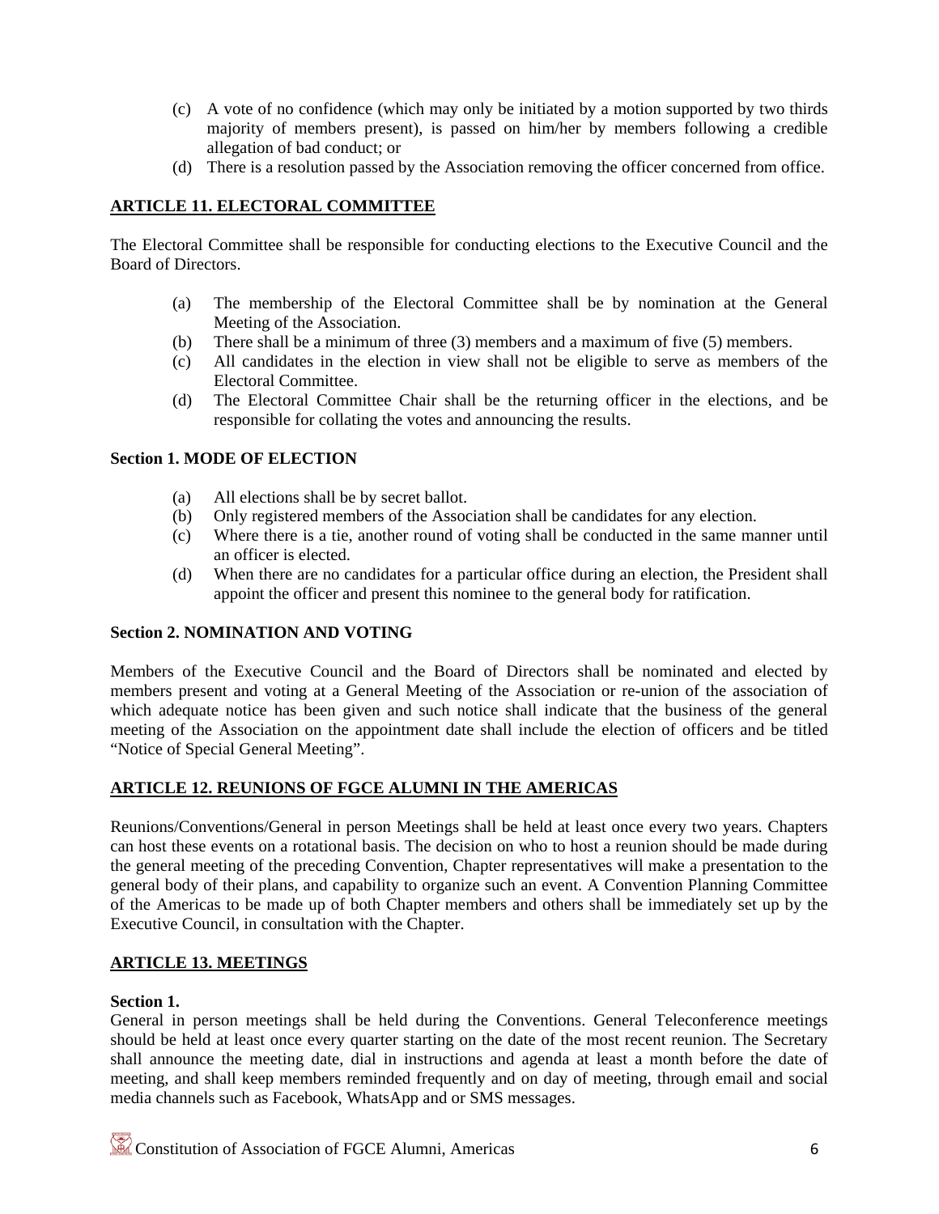(c) A vote of no confidence (which may only be initiated by a motion supported by two thirds majority of members present), is passed on him/her by members following a credible allegation of bad conduct; or

(d) There is a resolution passed by the Association removing the officer concerned from office.

## ARTICLE 11. ELECTORAL COMMITTEE

The Electoral Committee shall be responsible for conducting elections to the Executive Council and the Board of Directors.

(a) The membership of the Electoral Committee shall be by nomination at the General Meeting of the Association.

(b) There shall be a minimum of three (3) members and a maximum of five (5) members.

(c) All candidates in the election in view shall not be eligible to serve as members of the Electoral Committee.

(d) The Electoral Committee Chair shall be the returning officer in the elections, and be responsible for collating the votes and announcing the results.

### Section 1. MODE OF ELECTION

(a) All elections shall be by secret ballot.

(b) Only registered members of the Association shall be candidates for any election.

(c) Where there is a tie, another round of voting shall be conducted in the same manner until an officer is elected.

(d) When there are no candidates for a particular office during an election, the President shall appoint the officer and present this nominee to the general body for ratification.

### Section 2. NOMINATION AND VOTING

Members of the Executive Council and the Board of Directors shall be nominated and elected by members present and voting at a General Meeting of the Association or re-union of the association of which adequate notice has been given and such notice shall indicate that the business of the general meeting of the Association on the appointment date shall include the election of officers and be titled "Notice of Special General Meeting".

## ARTICLE 12. REUNIONS OF FGCE ALUMNI IN THE AMERICAS

Reunions/Conventions/General in person Meetings shall be held at least once every two years. Chapters can host these events on a rotational basis. The decision on who to host a reunion should be made during the general meeting of the preceding Convention, Chapter representatives will make a presentation to the general body of their plans, and capability to organize such an event. A Convention Planning Committee of the Americas to be made up of both Chapter members and others shall be immediately set up by the Executive Council, in consultation with the Chapter.

## ARTICLE 13. MEETINGS

### Section 1.

General in person meetings shall be held during the Conventions. General Teleconference meetings should be held at least once every quarter starting on the date of the most recent reunion. The Secretary shall announce the meeting date, dial in instructions and agenda at least a month before the date of meeting, and shall keep members reminded frequently and on day of meeting, through email and social media channels such as Facebook, WhatsApp and or SMS messages.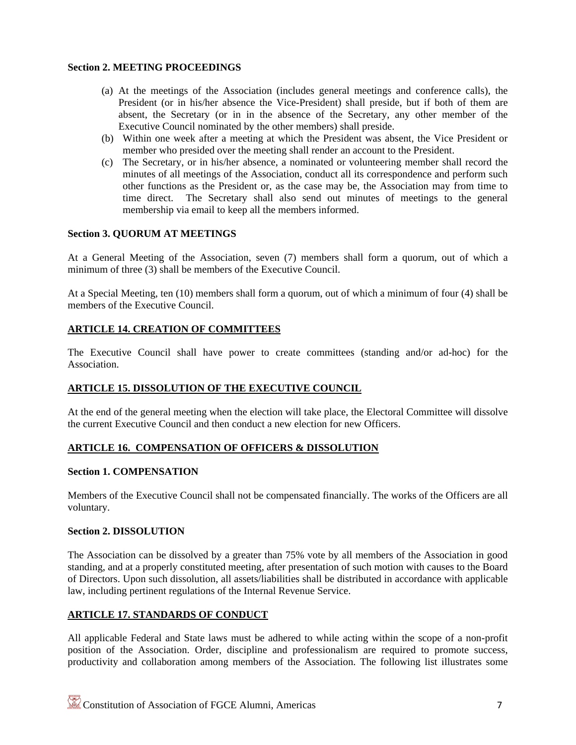**Section 2. MEETING PROCEEDINGS**

(a) At the meetings of the Association (includes general meetings and conference calls), the President (or in his/her absence the Vice-President) shall preside, but if both of them are absent, the Secretary (or in in the absence of the Secretary, any other member of the Executive Council nominated by the other members) shall preside.

(b) Within one week after a meeting at which the President was absent, the Vice President or member who presided over the meeting shall render an account to the President.

(c) The Secretary, or in his/her absence, a nominated or volunteering member shall record the minutes of all meetings of the Association, conduct all its correspondence and perform such other functions as the President or, as the case may be, the Association may from time to time direct. The Secretary shall also send out minutes of meetings to the general membership via email to keep all the members informed.

**Section 3. QUORUM AT MEETINGS**

At a General Meeting of the Association, seven (7) members shall form a quorum, out of which a minimum of three (3) shall be members of the Executive Council.

At a Special Meeting, ten (10) members shall form a quorum, out of which a minimum of four (4) shall be members of the Executive Council.

## ARTICLE 14. CREATION OF COMMITTEES

The Executive Council shall have power to create committees (standing and/or ad-hoc) for the Association.

## ARTICLE 15. DISSOLUTION OF THE EXECUTIVE COUNCIL

At the end of the general meeting when the election will take place, the Electoral Committee will dissolve the current Executive Council and then conduct a new election for new Officers.

## ARTICLE 16. COMPENSATION OF OFFICERS & DISSOLUTION

**Section 1. COMPENSATION**

Members of the Executive Council shall not be compensated financially. The works of the Officers are all voluntary.

**Section 2. DISSOLUTION**

The Association can be dissolved by a greater than 75% vote by all members of the Association in good standing, and at a properly constituted meeting, after presentation of such motion with causes to the Board of Directors. Upon such dissolution, all assets/liabilities shall be distributed in accordance with applicable law, including pertinent regulations of the Internal Revenue Service.

## ARTICLE 17. STANDARDS OF CONDUCT

All applicable Federal and State laws must be adhered to while acting within the scope of a non-profit position of the Association. Order, discipline and professionalism are required to promote success, productivity and collaboration among members of the Association. The following list illustrates some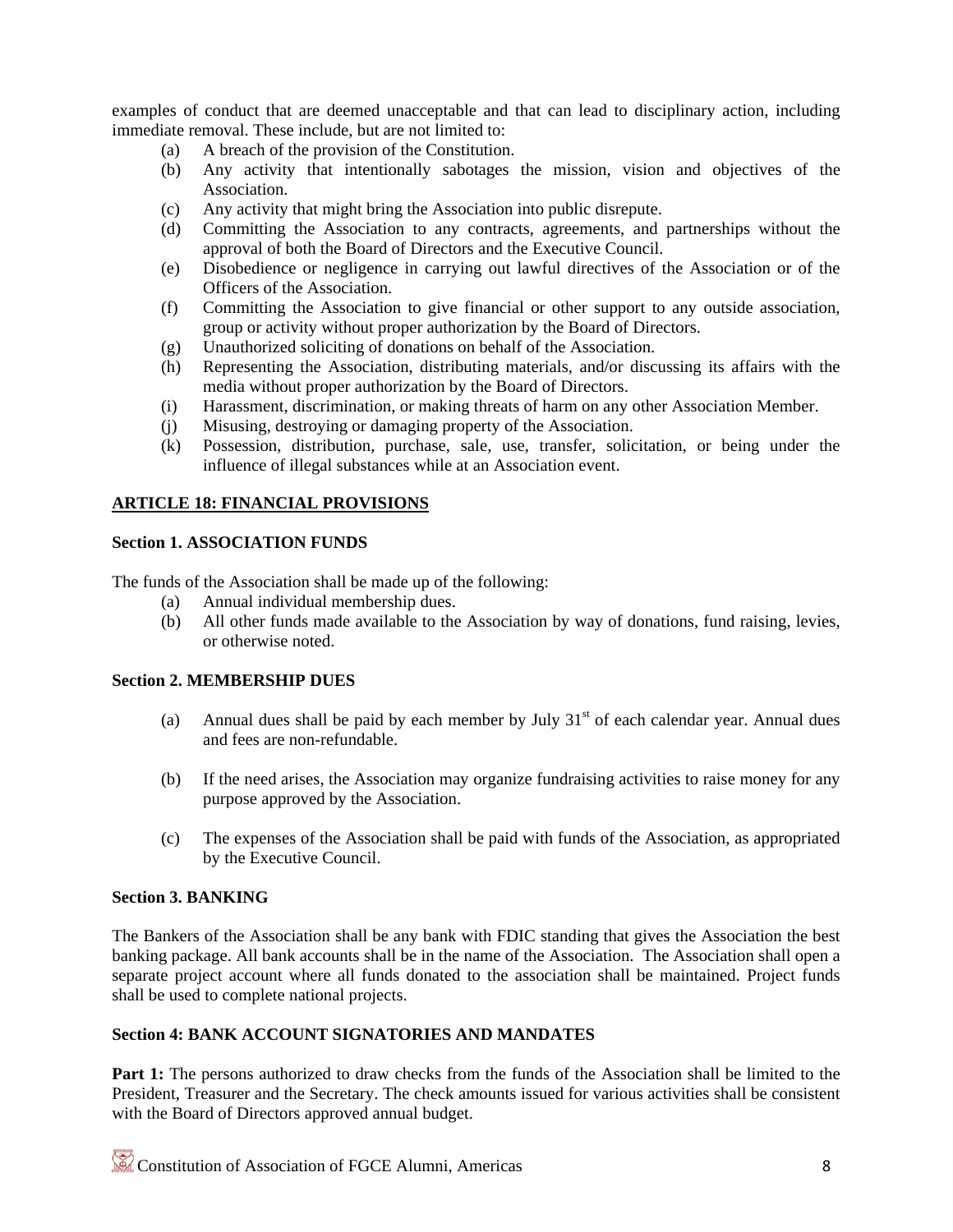examples of conduct that are deemed unacceptable and that can lead to disciplinary action, including immediate removal. These include, but are not limited to:

(a) A breach of the provision of the Constitution.
(b) Any activity that intentionally sabotages the mission, vision and objectives of the Association.
(c) Any activity that might bring the Association into public disrepute.
(d) Committing the Association to any contracts, agreements, and partnerships without the approval of both the Board of Directors and the Executive Council.
(e) Disobedience or negligence in carrying out lawful directives of the Association or of the Officers of the Association.
(f) Committing the Association to give financial or other support to any outside association, group or activity without proper authorization by the Board of Directors.
(g) Unauthorized soliciting of donations on behalf of the Association.
(h) Representing the Association, distributing materials, and/or discussing its affairs with the media without proper authorization by the Board of Directors.
(i) Harassment, discrimination, or making threats of harm on any other Association Member.
(j) Misusing, destroying or damaging property of the Association.
(k) Possession, distribution, purchase, sale, use, transfer, solicitation, or being under the influence of illegal substances while at an Association event.

## ARTICLE 18: FINANCIAL PROVISIONS

### Section 1. ASSOCIATION FUNDS

The funds of the Association shall be made up of the following:

(a) Annual individual membership dues.
(b) All other funds made available to the Association by way of donations, fund raising, levies, or otherwise noted.

### Section 2. MEMBERSHIP DUES

(a) Annual dues shall be paid by each member by July 31st of each calendar year. Annual dues and fees are non-refundable.

(b) If the need arises, the Association may organize fundraising activities to raise money for any purpose approved by the Association.

(c) The expenses of the Association shall be paid with funds of the Association, as appropriated by the Executive Council.

### Section 3. BANKING

The Bankers of the Association shall be any bank with FDIC standing that gives the Association the best banking package. All bank accounts shall be in the name of the Association. The Association shall open a separate project account where all funds donated to the association shall be maintained. Project funds shall be used to complete national projects.

### Section 4: BANK ACCOUNT SIGNATORIES AND MANDATES

**Part 1:** The persons authorized to draw checks from the funds of the Association shall be limited to the President, Treasurer and the Secretary. The check amounts issued for various activities shall be consistent with the Board of Directors approved annual budget.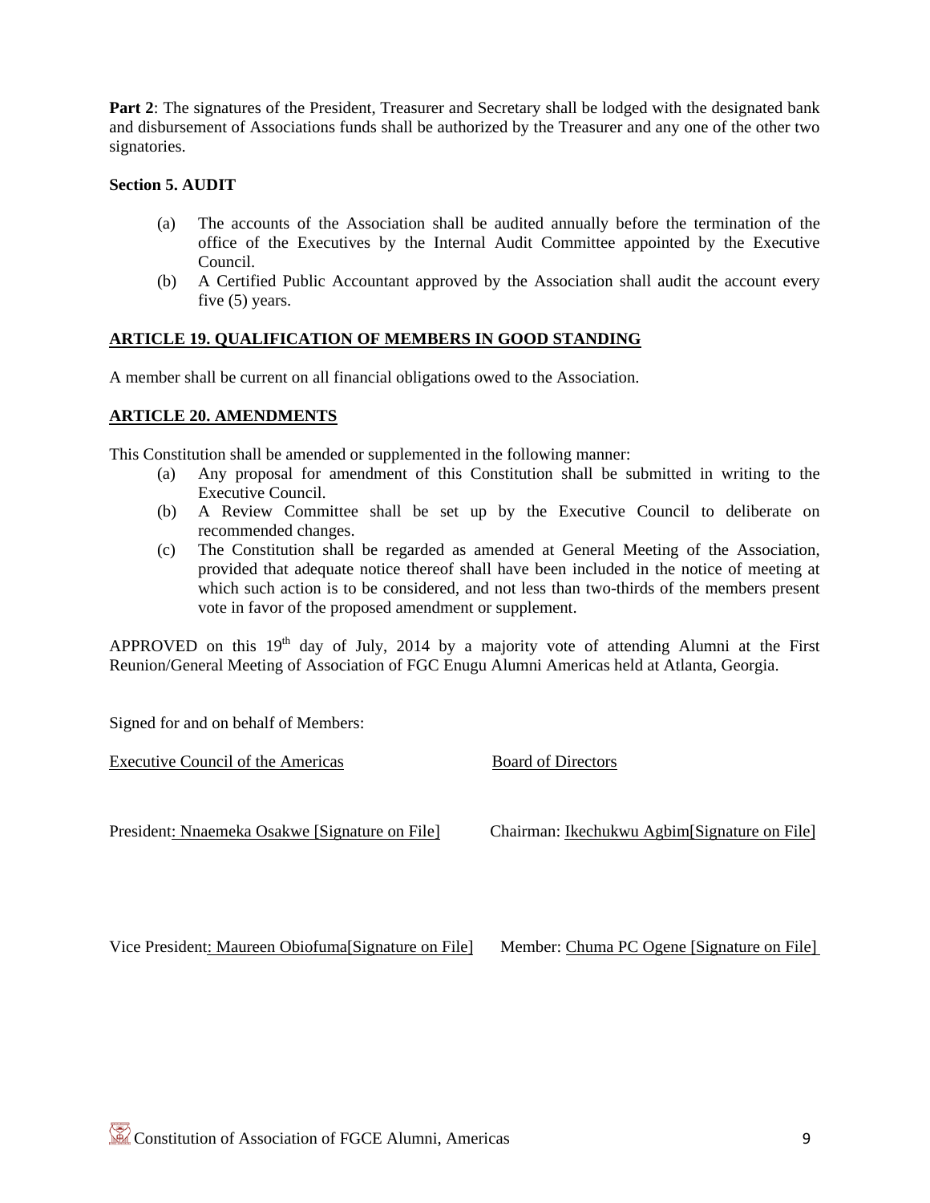**Part 2**: The signatures of the President, Treasurer and Secretary shall be lodged with the designated bank and disbursement of Associations funds shall be authorized by the Treasurer and any one of the other two signatories.

**Section 5. AUDIT**

(a) The accounts of the Association shall be audited annually before the termination of the office of the Executives by the Internal Audit Committee appointed by the Executive Council.

(b) A Certified Public Accountant approved by the Association shall audit the account every five (5) years.

## ARTICLE 19. QUALIFICATION OF MEMBERS IN GOOD STANDING

A member shall be current on all financial obligations owed to the Association.

## ARTICLE 20. AMENDMENTS

This Constitution shall be amended or supplemented in the following manner:

(a) Any proposal for amendment of this Constitution shall be submitted in writing to the Executive Council.

(b) A Review Committee shall be set up by the Executive Council to deliberate on recommended changes.

(c) The Constitution shall be regarded as amended at General Meeting of the Association, provided that adequate notice thereof shall have been included in the notice of meeting at which such action is to be considered, and not less than two-thirds of the members present vote in favor of the proposed amendment or supplement.

APPROVED on this 19th day of July, 2014 by a majority vote of attending Alumni at the First Reunion/General Meeting of Association of FGC Enugu Alumni Americas held at Atlanta, Georgia.

Signed for and on behalf of Members:

Executive Council of the Americas

President: Nnaemeka Osakwe [Signature on File]

Vice President: Maureen Obiofuma[Signature on File]

Board of Directors

Chairman: Ikechukwu Agbim[Signature on File]

Member: Chuma PC Ogene [Signature on File]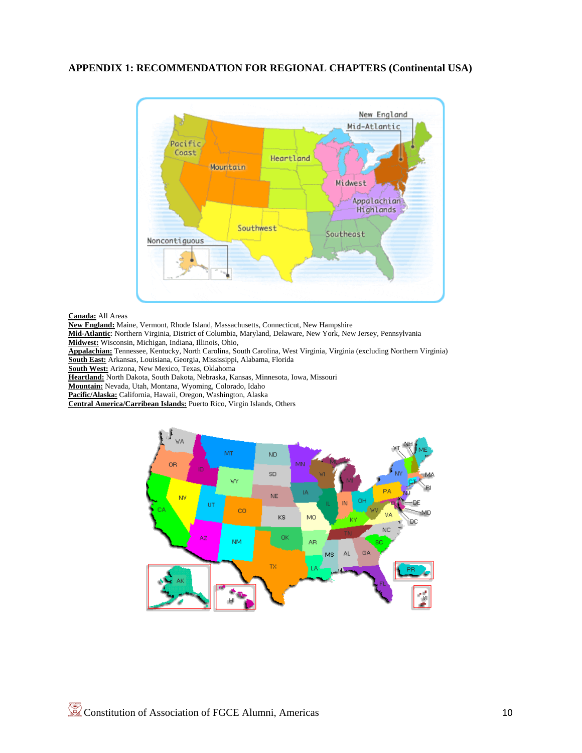**APPENDIX 1: RECOMMENDATION FOR REGIONAL CHAPTERS (Continental USA)**

New England
Mid-Atlantic
Pacific Coast
Heartland
Mountain
Midwest
Appalachian Highlands
Southwest
Southeast
Noncontiguous

**Canada:** All Areas
**New England:** Maine, Vermont, Rhode Island, Massachusetts, Connecticut, New Hampshire
**Mid-Atlantic**: Northern Virginia, District of Columbia, Maryland, Delaware, New York, New Jersey, Pennsylvania
**Midwest:** Wisconsin, Michigan, Indiana, Illinois, Ohio,
**Appalachian:** Tennessee, Kentucky, North Carolina, South Carolina, West Virginia, Virginia (excluding Northern Virginia)
**South East:** Arkansas, Louisiana, Georgia, Mississippi, Alabama, Florida
**South West:** Arizona, New Mexico, Texas, Oklahoma
**Heartland:** North Dakota, South Dakota, Nebraska, Kansas, Minnesota, Iowa, Missouri
**Mountain:** Nevada, Utah, Montana, Wyoming, Colorado, Idaho
**Pacific/Alaska:** California, Hawaii, Oregon, Washington, Alaska
**Central America/Carribean Islands:** Puerto Rico, Virgin Islands, Others

WA OR CA ID NV MT WY UT CO AZ NM ND SD NE KS OK TX MN IA MO AR LA WI MI IL IN OH KY TN MS AL GA FL SC NC VA WV PA NY VT NH ME MA RI CT NJ DE MD DC AK HI PR VI